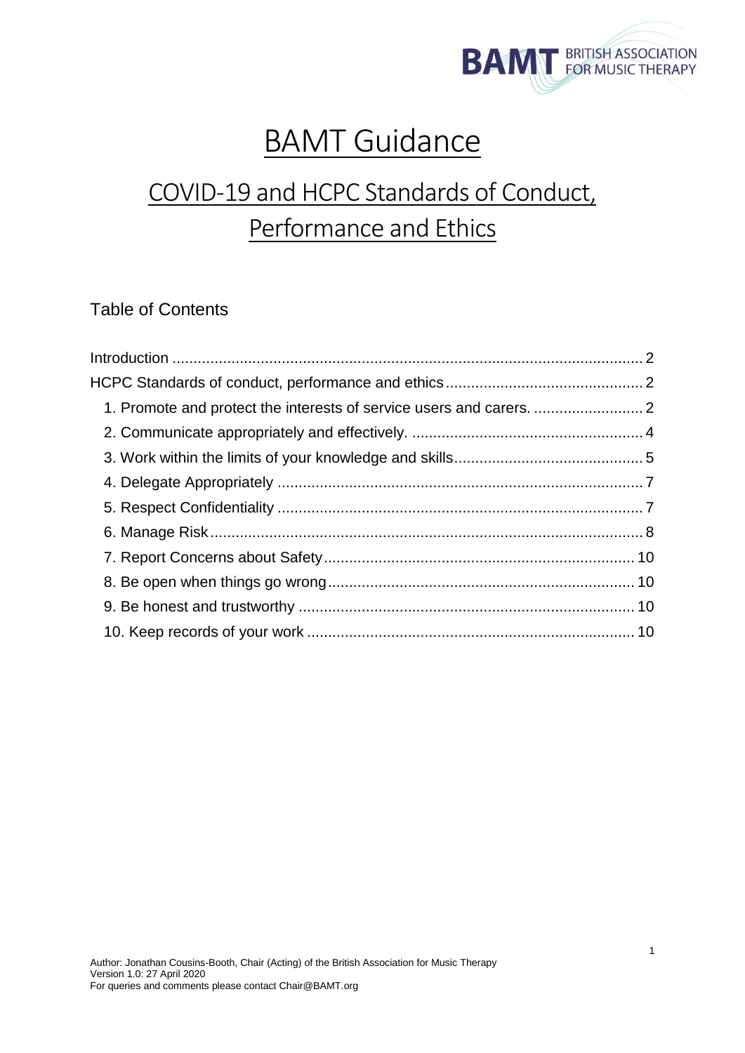BAMT BRITISH ASSOCIATION FOR MUSIC THERAPY

# BAMT Guidance

## COVID-19 and HCPC Standards of Conduct, Performance and Ethics

### Table of Contents

Introduction ........ 2
HCPC Standards of conduct, performance and ethics ........ 2
- 1. Promote and protect the interests of service users and carers. ........ 2
- 2. Communicate appropriately and effectively. ........ 4
- 3. Work within the limits of your knowledge and skills ........ 5
- 4. Delegate Appropriately ........ 7
- 5. Respect Confidentiality ........ 7
- 6. Manage Risk ........ 8
- 7. Report Concerns about Safety ........ 10
- 8. Be open when things go wrong ........ 10
- 9. Be honest and trustworthy ........ 10
- 10. Keep records of your work ........ 10

Author: Jonathan Cousins-Booth, Chair (Acting) of the British Association for Music Therapy
Version 1.0: 27 April 2020
For queries and comments please contact Chair@BAMT.org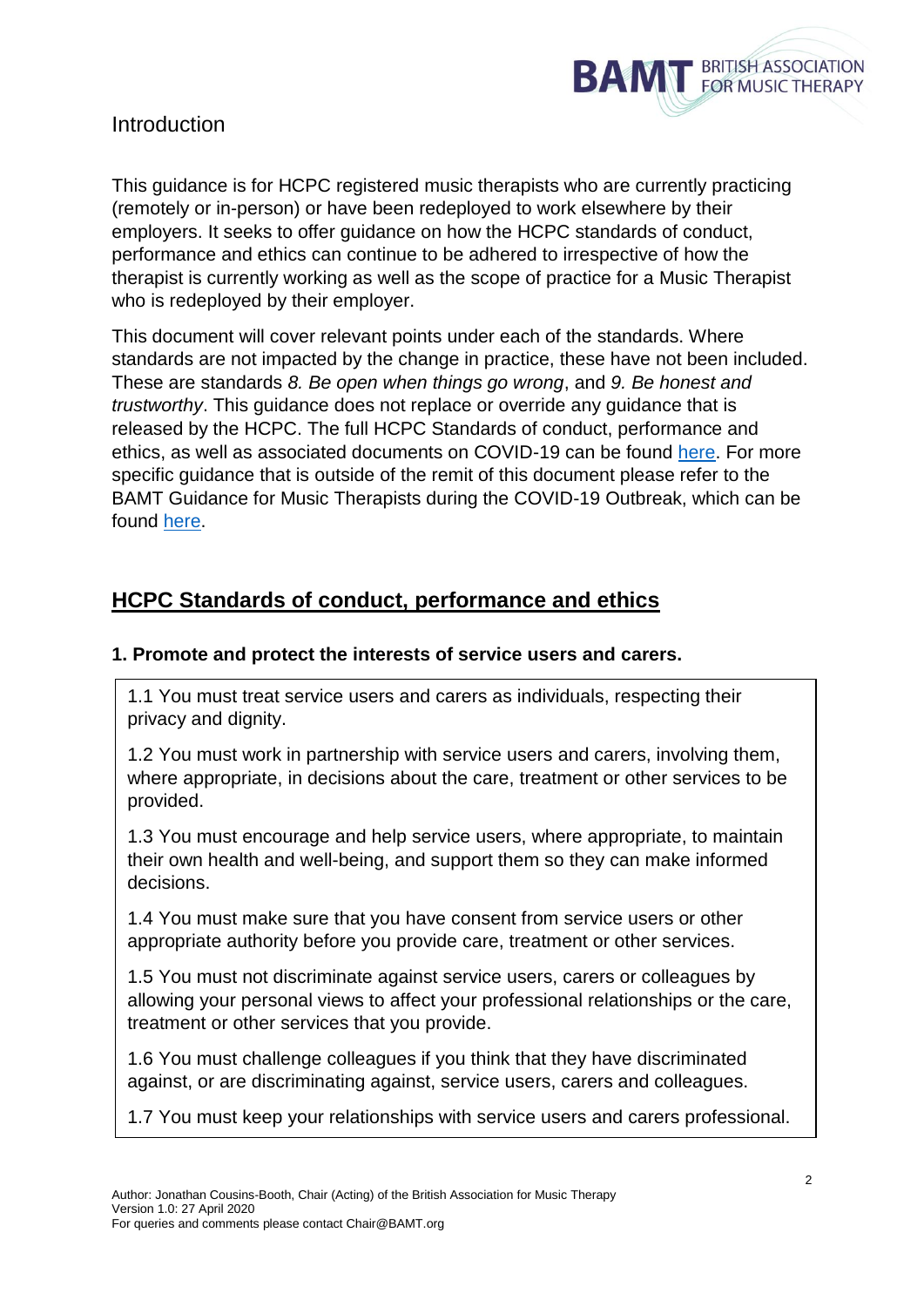## Introduction

This guidance is for HCPC registered music therapists who are currently practicing (remotely or in-person) or have been redeployed to work elsewhere by their employers. It seeks to offer guidance on how the HCPC standards of conduct, performance and ethics can continue to be adhered to irrespective of how the therapist is currently working as well as the scope of practice for a Music Therapist who is redeployed by their employer.

This document will cover relevant points under each of the standards. Where standards are not impacted by the change in practice, these have not been included. These are standards *8. Be open when things go wrong*, and *9. Be honest and trustworthy*. This guidance does not replace or override any guidance that is released by the HCPC. The full HCPC Standards of conduct, performance and ethics, as well as associated documents on COVID-19 can be found here. For more specific guidance that is outside of the remit of this document please refer to the BAMT Guidance for Music Therapists during the COVID-19 Outbreak, which can be found here.

## HCPC Standards of conduct, performance and ethics

### 1. Promote and protect the interests of service users and carers.

1.1 You must treat service users and carers as individuals, respecting their privacy and dignity.

1.2 You must work in partnership with service users and carers, involving them, where appropriate, in decisions about the care, treatment or other services to be provided.

1.3 You must encourage and help service users, where appropriate, to maintain their own health and well-being, and support them so they can make informed decisions.

1.4 You must make sure that you have consent from service users or other appropriate authority before you provide care, treatment or other services.

1.5 You must not discriminate against service users, carers or colleagues by allowing your personal views to affect your professional relationships or the care, treatment or other services that you provide.

1.6 You must challenge colleagues if you think that they have discriminated against, or are discriminating against, service users, carers and colleagues.

1.7 You must keep your relationships with service users and carers professional.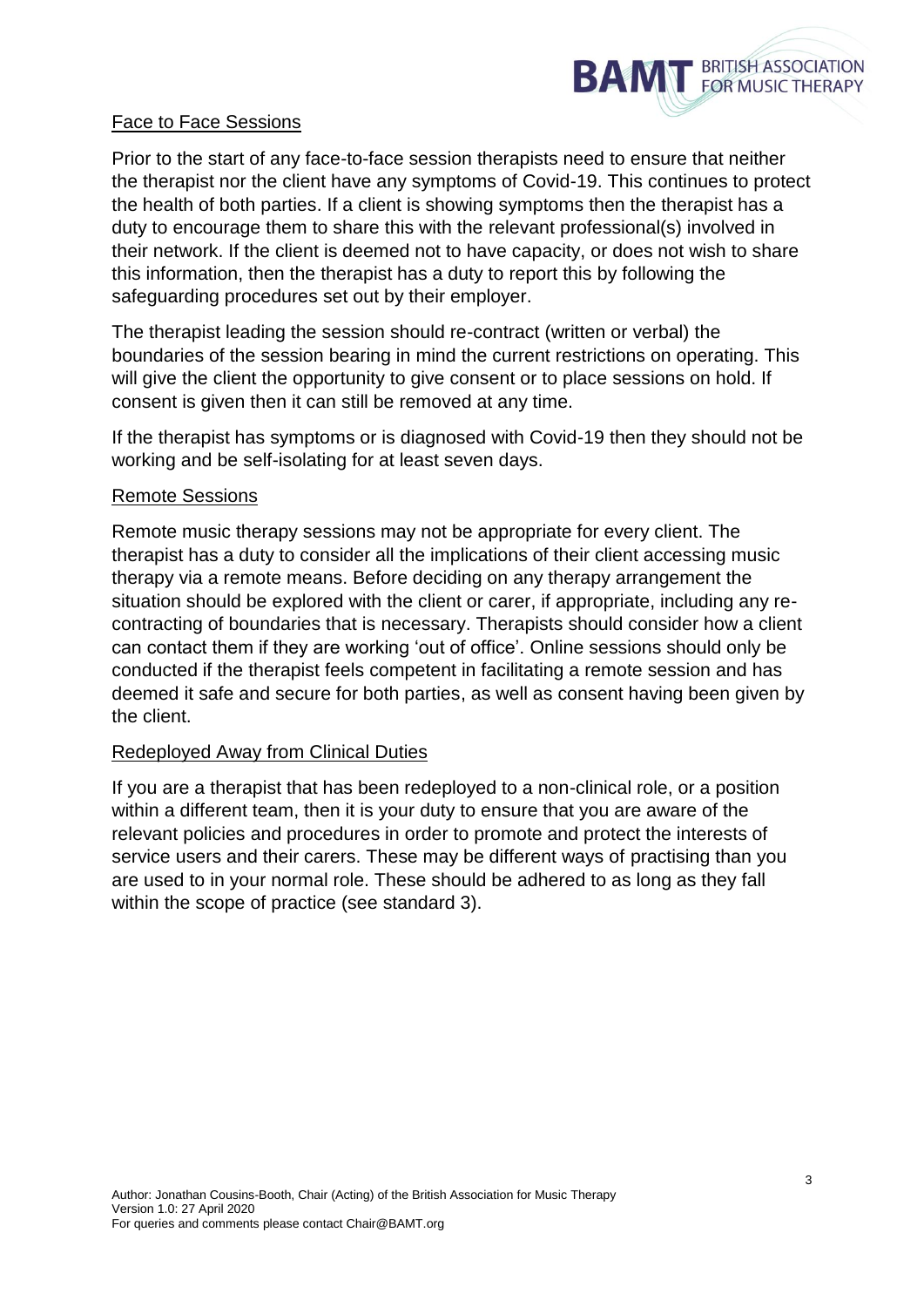## Face to Face Sessions

Prior to the start of any face-to-face session therapists need to ensure that neither the therapist nor the client have any symptoms of Covid-19. This continues to protect the health of both parties. If a client is showing symptoms then the therapist has a duty to encourage them to share this with the relevant professional(s) involved in their network. If the client is deemed not to have capacity, or does not wish to share this information, then the therapist has a duty to report this by following the safeguarding procedures set out by their employer.

The therapist leading the session should re-contract (written or verbal) the boundaries of the session bearing in mind the current restrictions on operating. This will give the client the opportunity to give consent or to place sessions on hold. If consent is given then it can still be removed at any time.

If the therapist has symptoms or is diagnosed with Covid-19 then they should not be working and be self-isolating for at least seven days.

## Remote Sessions

Remote music therapy sessions may not be appropriate for every client. The therapist has a duty to consider all the implications of their client accessing music therapy via a remote means. Before deciding on any therapy arrangement the situation should be explored with the client or carer, if appropriate, including any re-contracting of boundaries that is necessary. Therapists should consider how a client can contact them if they are working 'out of office'. Online sessions should only be conducted if the therapist feels competent in facilitating a remote session and has deemed it safe and secure for both parties, as well as consent having been given by the client.

## Redeployed Away from Clinical Duties

If you are a therapist that has been redeployed to a non-clinical role, or a position within a different team, then it is your duty to ensure that you are aware of the relevant policies and procedures in order to promote and protect the interests of service users and their carers. These may be different ways of practising than you are used to in your normal role. These should be adhered to as long as they fall within the scope of practice (see standard 3).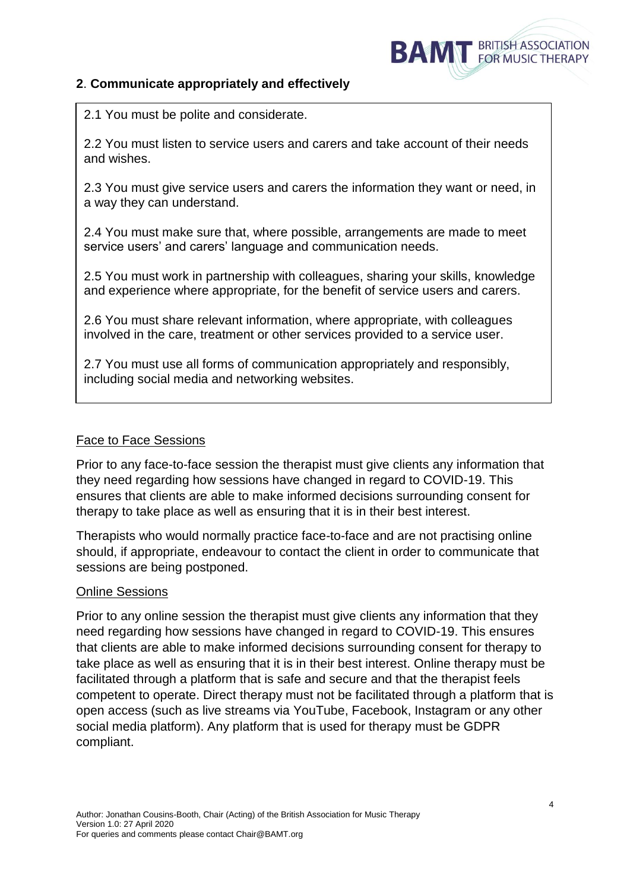## **2**. **Communicate appropriately and effectively**

2.1 You must be polite and considerate.

2.2 You must listen to service users and carers and take account of their needs and wishes.

2.3 You must give service users and carers the information they want or need, in a way they can understand.

2.4 You must make sure that, where possible, arrangements are made to meet service users' and carers' language and communication needs.

2.5 You must work in partnership with colleagues, sharing your skills, knowledge and experience where appropriate, for the benefit of service users and carers.

2.6 You must share relevant information, where appropriate, with colleagues involved in the care, treatment or other services provided to a service user.

2.7 You must use all forms of communication appropriately and responsibly, including social media and networking websites.

### Face to Face Sessions

Prior to any face-to-face session the therapist must give clients any information that they need regarding how sessions have changed in regard to COVID-19. This ensures that clients are able to make informed decisions surrounding consent for therapy to take place as well as ensuring that it is in their best interest.

Therapists who would normally practice face-to-face and are not practising online should, if appropriate, endeavour to contact the client in order to communicate that sessions are being postponed.

### Online Sessions

Prior to any online session the therapist must give clients any information that they need regarding how sessions have changed in regard to COVID-19. This ensures that clients are able to make informed decisions surrounding consent for therapy to take place as well as ensuring that it is in their best interest. Online therapy must be facilitated through a platform that is safe and secure and that the therapist feels competent to operate. Direct therapy must not be facilitated through a platform that is open access (such as live streams via YouTube, Facebook, Instagram or any other social media platform). Any platform that is used for therapy must be GDPR compliant.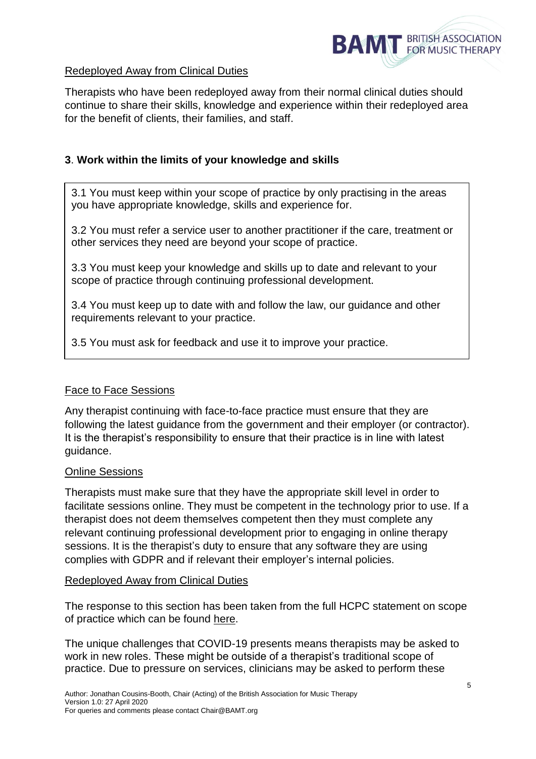Redeployed Away from Clinical Duties

Therapists who have been redeployed away from their normal clinical duties should continue to share their skills, knowledge and experience within their redeployed area for the benefit of clients, their families, and staff.

## 3. Work within the limits of your knowledge and skills

3.1 You must keep within your scope of practice by only practising in the areas you have appropriate knowledge, skills and experience for.

3.2 You must refer a service user to another practitioner if the care, treatment or other services they need are beyond your scope of practice.

3.3 You must keep your knowledge and skills up to date and relevant to your scope of practice through continuing professional development.

3.4 You must keep up to date with and follow the law, our guidance and other requirements relevant to your practice.

3.5 You must ask for feedback and use it to improve your practice.

Face to Face Sessions

Any therapist continuing with face-to-face practice must ensure that they are following the latest guidance from the government and their employer (or contractor). It is the therapist's responsibility to ensure that their practice is in line with latest guidance.

Online Sessions

Therapists must make sure that they have the appropriate skill level in order to facilitate sessions online. They must be competent in the technology prior to use. If a therapist does not deem themselves competent then they must complete any relevant continuing professional development prior to engaging in online therapy sessions. It is the therapist's duty to ensure that any software they are using complies with GDPR and if relevant their employer's internal policies.

Redeployed Away from Clinical Duties

The response to this section has been taken from the full HCPC statement on scope of practice which can be found here.

The unique challenges that COVID-19 presents means therapists may be asked to work in new roles. These might be outside of a therapist's traditional scope of practice. Due to pressure on services, clinicians may be asked to perform these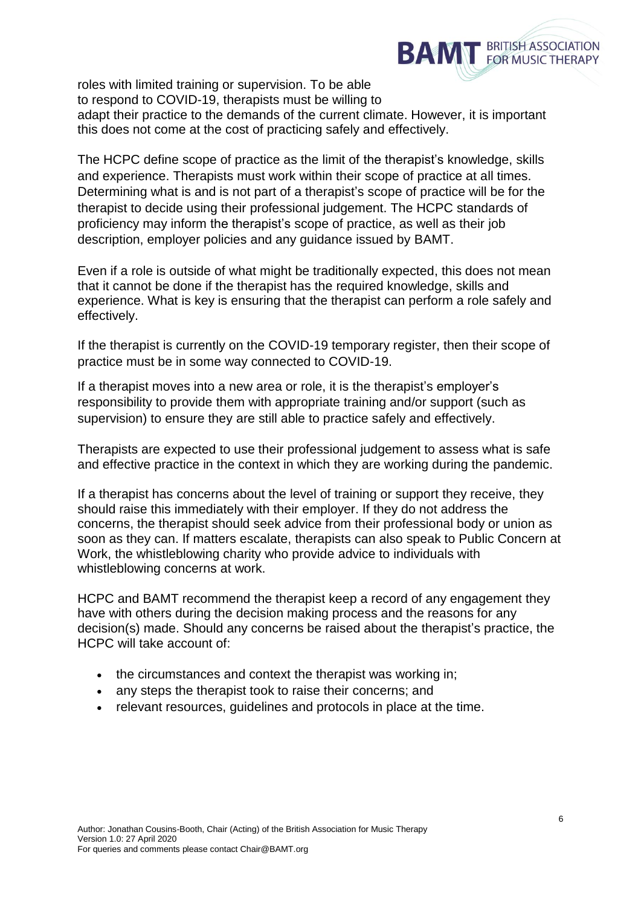roles with limited training or supervision. To be able to respond to COVID-19, therapists must be willing to adapt their practice to the demands of the current climate. However, it is important this does not come at the cost of practicing safely and effectively.

The HCPC define scope of practice as the limit of the therapist's knowledge, skills and experience. Therapists must work within their scope of practice at all times. Determining what is and is not part of a therapist's scope of practice will be for the therapist to decide using their professional judgement. The HCPC standards of proficiency may inform the therapist's scope of practice, as well as their job description, employer policies and any guidance issued by BAMT.

Even if a role is outside of what might be traditionally expected, this does not mean that it cannot be done if the therapist has the required knowledge, skills and experience. What is key is ensuring that the therapist can perform a role safely and effectively.

If the therapist is currently on the COVID-19 temporary register, then their scope of practice must be in some way connected to COVID-19.

If a therapist moves into a new area or role, it is the therapist's employer's responsibility to provide them with appropriate training and/or support (such as supervision) to ensure they are still able to practice safely and effectively.

Therapists are expected to use their professional judgement to assess what is safe and effective practice in the context in which they are working during the pandemic.

If a therapist has concerns about the level of training or support they receive, they should raise this immediately with their employer. If they do not address the concerns, the therapist should seek advice from their professional body or union as soon as they can. If matters escalate, therapists can also speak to Public Concern at Work, the whistleblowing charity who provide advice to individuals with whistleblowing concerns at work.

HCPC and BAMT recommend the therapist keep a record of any engagement they have with others during the decision making process and the reasons for any decision(s) made. Should any concerns be raised about the therapist's practice, the HCPC will take account of:

- the circumstances and context the therapist was working in;
- any steps the therapist took to raise their concerns; and
- relevant resources, guidelines and protocols in place at the time.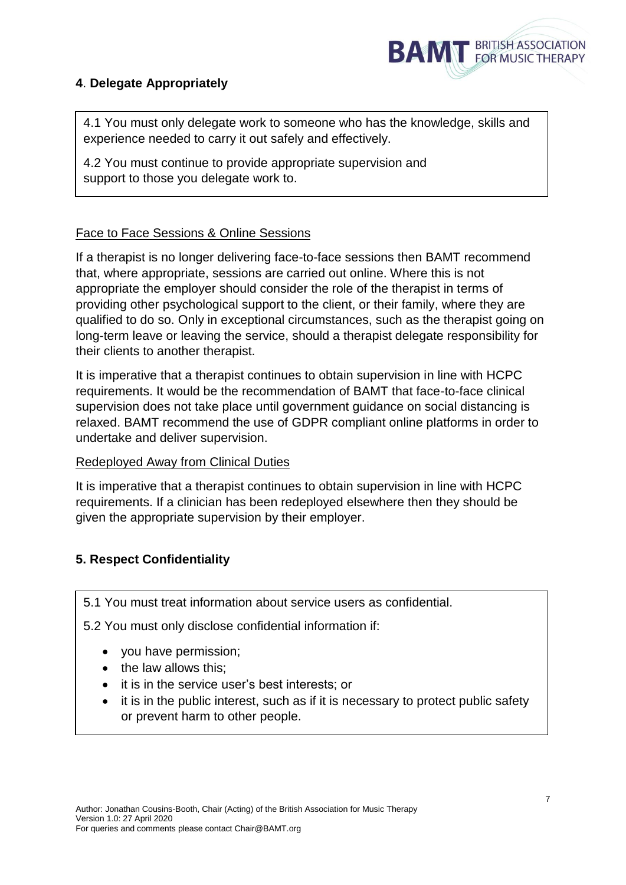## 4. Delegate Appropriately

> 4.1 You must only delegate work to someone who has the knowledge, skills and experience needed to carry it out safely and effectively.
>
> 4.2 You must continue to provide appropriate supervision and support to those you delegate work to.

<u>Face to Face Sessions & Online Sessions</u>

If a therapist is no longer delivering face-to-face sessions then BAMT recommend that, where appropriate, sessions are carried out online. Where this is not appropriate the employer should consider the role of the therapist in terms of providing other psychological support to the client, or their family, where they are qualified to do so. Only in exceptional circumstances, such as the therapist going on long-term leave or leaving the service, should a therapist delegate responsibility for their clients to another therapist.

It is imperative that a therapist continues to obtain supervision in line with HCPC requirements. It would be the recommendation of BAMT that face-to-face clinical supervision does not take place until government guidance on social distancing is relaxed. BAMT recommend the use of GDPR compliant online platforms in order to undertake and deliver supervision.

<u>Redeployed Away from Clinical Duties</u>

It is imperative that a therapist continues to obtain supervision in line with HCPC requirements. If a clinician has been redeployed elsewhere then they should be given the appropriate supervision by their employer.

## 5. Respect Confidentiality

> 5.1 You must treat information about service users as confidential.
>
> 5.2 You must only disclose confidential information if:
>
> - you have permission;
> - the law allows this;
> - it is in the service user's best interests; or
> - it is in the public interest, such as if it is necessary to protect public safety or prevent harm to other people.

Author: Jonathan Cousins-Booth, Chair (Acting) of the British Association for Music Therapy
Version 1.0: 27 April 2020
For queries and comments please contact Chair@BAMT.org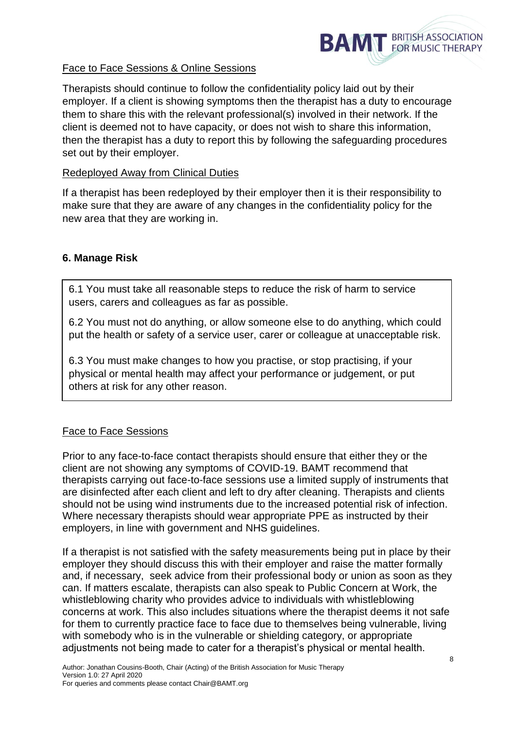Face to Face Sessions & Online Sessions

Therapists should continue to follow the confidentiality policy laid out by their employer. If a client is showing symptoms then the therapist has a duty to encourage them to share this with the relevant professional(s) involved in their network. If the client is deemed not to have capacity, or does not wish to share this information, then the therapist has a duty to report this by following the safeguarding procedures set out by their employer.

Redeployed Away from Clinical Duties

If a therapist has been redeployed by their employer then it is their responsibility to make sure that they are aware of any changes in the confidentiality policy for the new area that they are working in.

## 6. Manage Risk

6.1 You must take all reasonable steps to reduce the risk of harm to service users, carers and colleagues as far as possible.

6.2 You must not do anything, or allow someone else to do anything, which could put the health or safety of a service user, carer or colleague at unacceptable risk.

6.3 You must make changes to how you practise, or stop practising, if your physical or mental health may affect your performance or judgement, or put others at risk for any other reason.

Face to Face Sessions

Prior to any face-to-face contact therapists should ensure that either they or the client are not showing any symptoms of COVID-19. BAMT recommend that therapists carrying out face-to-face sessions use a limited supply of instruments that are disinfected after each client and left to dry after cleaning. Therapists and clients should not be using wind instruments due to the increased potential risk of infection. Where necessary therapists should wear appropriate PPE as instructed by their employers, in line with government and NHS guidelines.

If a therapist is not satisfied with the safety measurements being put in place by their employer they should discuss this with their employer and raise the matter formally and, if necessary, seek advice from their professional body or union as soon as they can. If matters escalate, therapists can also speak to Public Concern at Work, the whistleblowing charity who provides advice to individuals with whistleblowing concerns at work. This also includes situations where the therapist deems it not safe for them to currently practice face to face due to themselves being vulnerable, living with somebody who is in the vulnerable or shielding category, or appropriate adjustments not being made to cater for a therapist's physical or mental health.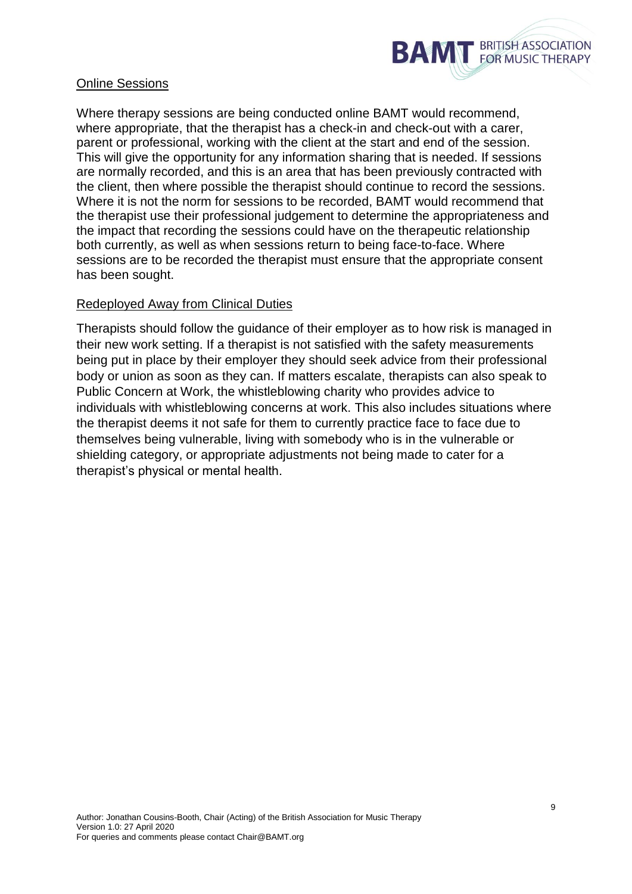### Online Sessions

Where therapy sessions are being conducted online BAMT would recommend, where appropriate, that the therapist has a check-in and check-out with a carer, parent or professional, working with the client at the start and end of the session. This will give the opportunity for any information sharing that is needed. If sessions are normally recorded, and this is an area that has been previously contracted with the client, then where possible the therapist should continue to record the sessions. Where it is not the norm for sessions to be recorded, BAMT would recommend that the therapist use their professional judgement to determine the appropriateness and the impact that recording the sessions could have on the therapeutic relationship both currently, as well as when sessions return to being face-to-face. Where sessions are to be recorded the therapist must ensure that the appropriate consent has been sought.

### Redeployed Away from Clinical Duties

Therapists should follow the guidance of their employer as to how risk is managed in their new work setting. If a therapist is not satisfied with the safety measurements being put in place by their employer they should seek advice from their professional body or union as soon as they can. If matters escalate, therapists can also speak to Public Concern at Work, the whistleblowing charity who provides advice to individuals with whistleblowing concerns at work. This also includes situations where the therapist deems it not safe for them to currently practice face to face due to themselves being vulnerable, living with somebody who is in the vulnerable or shielding category, or appropriate adjustments not being made to cater for a therapist's physical or mental health.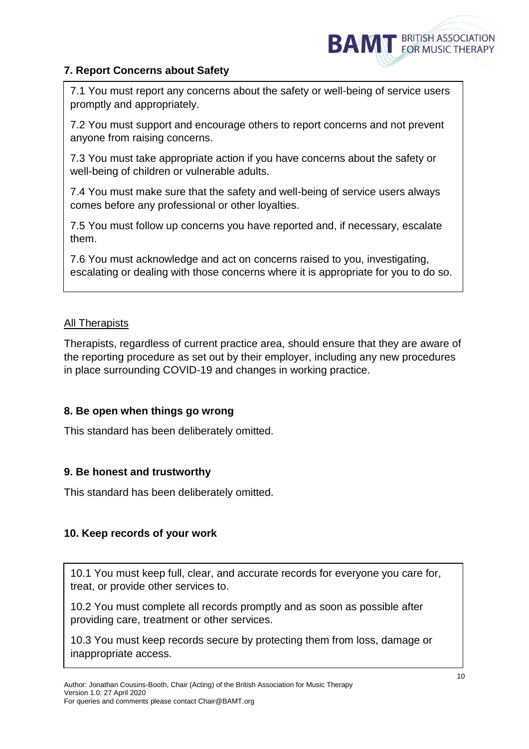## 7. Report Concerns about Safety

7.1 You must report any concerns about the safety or well-being of service users promptly and appropriately.

7.2 You must support and encourage others to report concerns and not prevent anyone from raising concerns.

7.3 You must take appropriate action if you have concerns about the safety or well-being of children or vulnerable adults.

7.4 You must make sure that the safety and well-being of service users always comes before any professional or other loyalties.

7.5 You must follow up concerns you have reported and, if necessary, escalate them.

7.6 You must acknowledge and act on concerns raised to you, investigating, escalating or dealing with those concerns where it is appropriate for you to do so.

<u>All Therapists</u>

Therapists, regardless of current practice area, should ensure that they are aware of the reporting procedure as set out by their employer, including any new procedures in place surrounding COVID-19 and changes in working practice.

## 8. Be open when things go wrong

This standard has been deliberately omitted.

## 9. Be honest and trustworthy

This standard has been deliberately omitted.

## 10. Keep records of your work

10.1 You must keep full, clear, and accurate records for everyone you care for, treat, or provide other services to.

10.2 You must complete all records promptly and as soon as possible after providing care, treatment or other services.

10.3 You must keep records secure by protecting them from loss, damage or inappropriate access.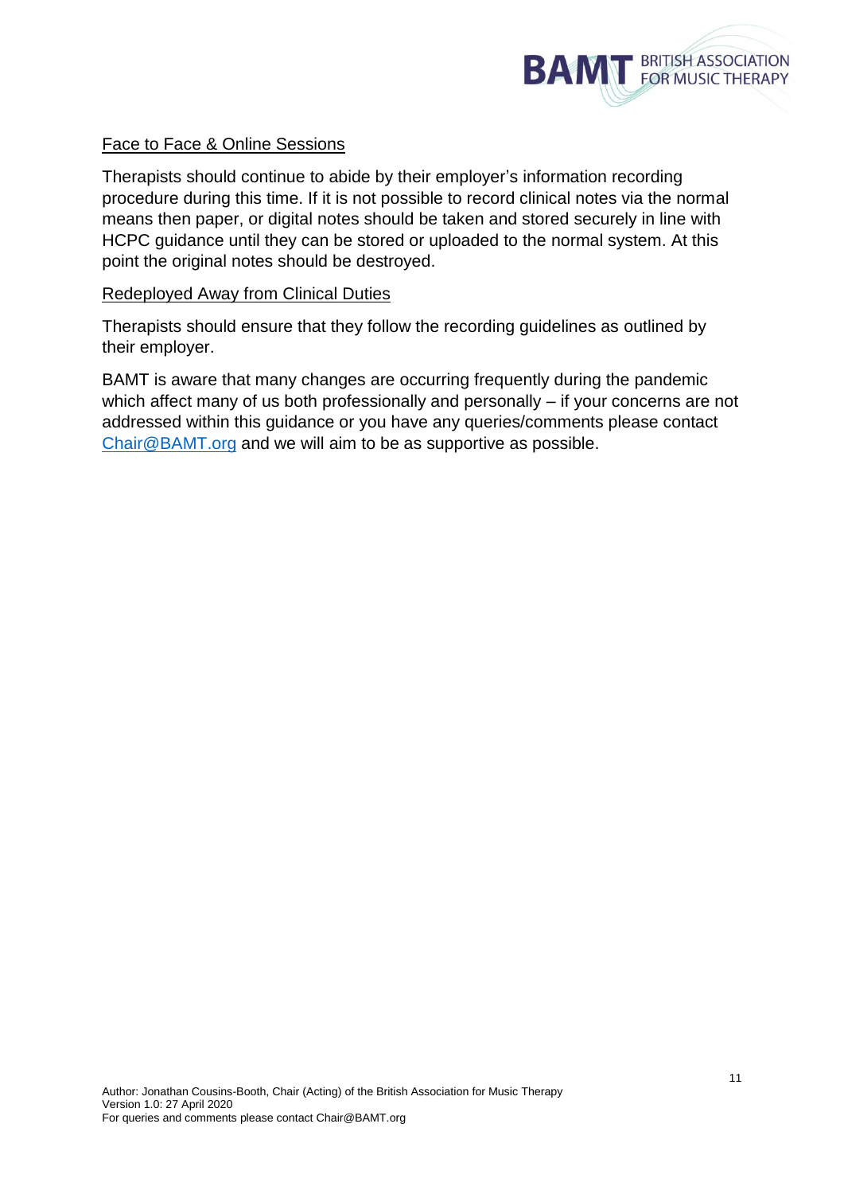Face to Face & Online Sessions

Therapists should continue to abide by their employer's information recording procedure during this time. If it is not possible to record clinical notes via the normal means then paper, or digital notes should be taken and stored securely in line with HCPC guidance until they can be stored or uploaded to the normal system. At this point the original notes should be destroyed.

Redeployed Away from Clinical Duties

Therapists should ensure that they follow the recording guidelines as outlined by their employer.

BAMT is aware that many changes are occurring frequently during the pandemic which affect many of us both professionally and personally – if your concerns are not addressed within this guidance or you have any queries/comments please contact Chair@BAMT.org and we will aim to be as supportive as possible.